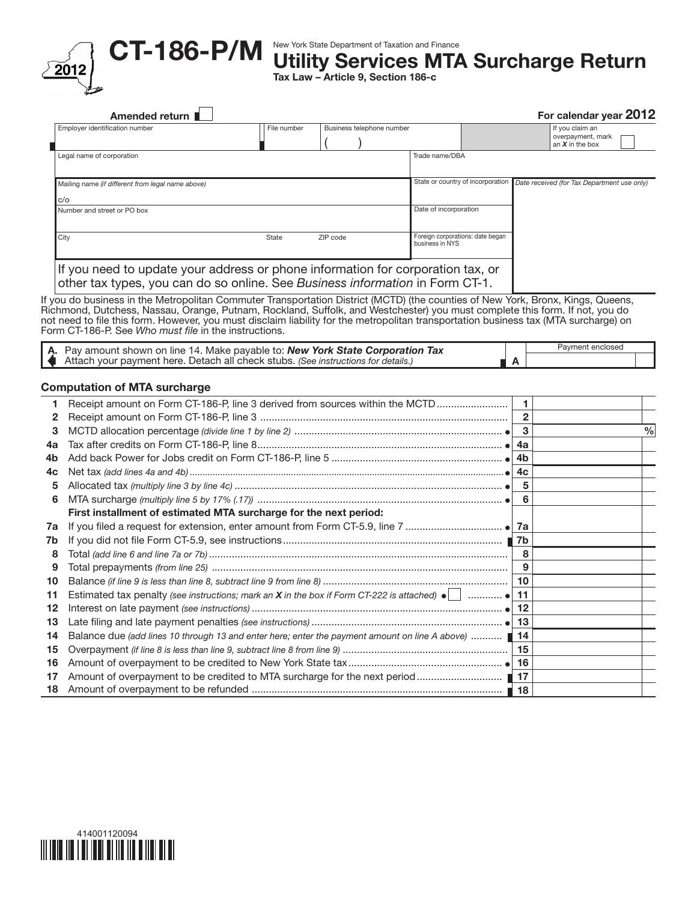# CT-186-P/M

2012

New York State Department of Taxation and Finance

## Utility Services MTA Surcharge Return

**Tax Law – Article 9, Section 186-c**

**Amended return** ☐

**For calendar year 2012**

| Employer identification number | File number | Business telephone number | If you claim an overpayment, mark an *X* in the box ☐ |
|---|---|---|---|
| | | ( ) | |

| Legal name of corporation | Trade name/DBA | |
|---|---|---|
| Mailing name *(if different from legal name above)* c/o | State or country of incorporation | *Date received (for Tax Department use only)* |
| Number and street or PO box | Date of incorporation | |
| City / State / ZIP code | Foreign corporations: date began business in NYS | |

If you need to update your address or phone information for corporation tax, or other tax types, you can do so online. See *Business information* in Form CT-1.

If you do business in the Metropolitan Commuter Transportation District (MCTD) (the counties of New York, Bronx, Kings, Queens, Richmond, Dutchess, Nassau, Orange, Putnam, Rockland, Suffolk, and Westchester) you must complete this form. If not, you do not need to file this form. However, you must disclaim liability for the metropolitan transportation business tax (MTA surcharge) on Form CT-186-P. See *Who must file* in the instructions.

| | | Payment enclosed |
|---|---|---|
| **A.** Pay amount shown on line 14. Make payable to: ***New York State Corporation Tax*** Attach your payment here. Detach all check stubs. *(See instructions for details.)* | **A** | |

### Computation of MTA surcharge

| | | | |
|---|---|---|---|
| **1** | Receipt amount on Form CT-186-P, line 3 derived from sources within the MCTD | **1** | |
| **2** | Receipt amount on Form CT-186-P, line 3 | **2** | |
| **3** | MCTD allocation percentage *(divide line 1 by line 2)* | **3** | % |
| **4a** | Tax after credits on Form CT-186-P, line 8 | **4a** | |
| **4b** | Add back Power for Jobs credit on Form CT-186-P, line 5 | **4b** | |
| **4c** | Net tax *(add lines 4a and 4b)* | **4c** | |
| **5** | Allocated tax *(multiply line 3 by line 4c)* | **5** | |
| **6** | MTA surcharge *(multiply line 5 by 17% (.17))* | **6** | |
| | **First installment of estimated MTA surcharge for the next period:** | | |
| **7a** | If you filed a request for extension, enter amount from Form CT-5.9, line 7 | **7a** | |
| **7b** | If you did not file Form CT-5.9, see instructions | **7b** | |
| **8** | Total *(add line 6 and line 7a or 7b)* | **8** | |
| **9** | Total prepayments *(from line 25)* | **9** | |
| **10** | Balance *(if line 9 is less than line 8, subtract line 9 from line 8)* | **10** | |
| **11** | Estimated tax penalty *(see instructions; mark an **X** in the box if Form CT-222 is attached)* ☐ | **11** | |
| **12** | Interest on late payment *(see instructions)* | **12** | |
| **13** | Late filing and late payment penalties *(see instructions)* | **13** | |
| **14** | Balance due *(add lines 10 through 13 and enter here; enter the payment amount on line A above)* | **14** | |
| **15** | Overpayment *(if line 8 is less than line 9, subtract line 8 from line 9)* | **15** | |
| **16** | Amount of overpayment to be credited to New York State tax | **16** | |
| **17** | Amount of overpayment to be credited to MTA surcharge for the next period | **17** | |
| **18** | Amount of overpayment to be refunded | **18** | |

414001120094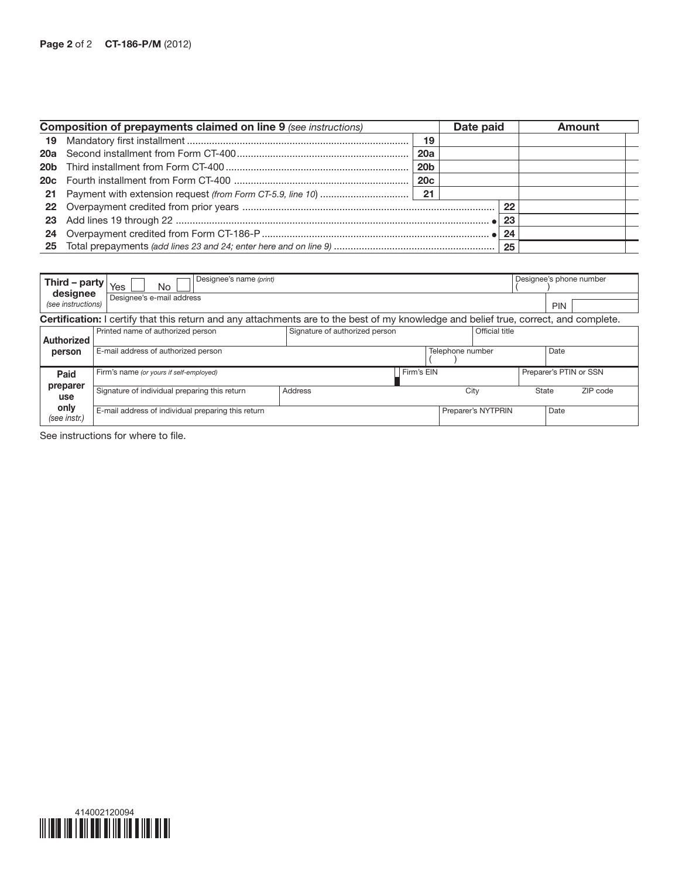| Composition of prepayments claimed on line 9 *(see instructions)* | | Date paid | Amount |
|---|---|---|---|
| 19 Mandatory first installment | 19 | | |
| 20a Second installment from Form CT-400 | 20a | | |
| 20b Third installment from Form CT-400 | 20b | | |
| 20c Fourth installment from Form CT-400 | 20c | | |
| 21 Payment with extension request *(from Form CT-5.9, line 10)* | 21 | | |
| 22 Overpayment credited from prior years | | 22 | |
| 23 Add lines 19 through 22 | | ● 23 | |
| 24 Overpayment credited from Form CT-186-P | | ● 24 | |
| 25 Total prepayments *(add lines 23 and 24; enter here and on line 9)* | | 25 | |

| | | | |
|---|---|---|---|
| **Third – party designee** *(see instructions)* | Yes ☐ No ☐ | Designee's name *(print)* | Designee's phone number ( ) |
| | Designee's e-mail address | | PIN |

**Certification:** I certify that this return and any attachments are to the best of my knowledge and belief true, correct, and complete.

| | | | | |
|---|---|---|---|---|
| **Authorized person** | Printed name of authorized person | Signature of authorized person | Official title | |
| | E-mail address of authorized person | | Telephone number ( ) | Date |
| **Paid preparer use only** *(see instr.)* | Firm's name *(or yours if self-employed)* | Firm's EIN | | Preparer's PTIN or SSN |
| | Signature of individual preparing this return | Address | City | State ZIP code |
| | E-mail address of individual preparing this return | | Preparer's NYTPRIN | Date |

See instructions for where to file.

414002120094